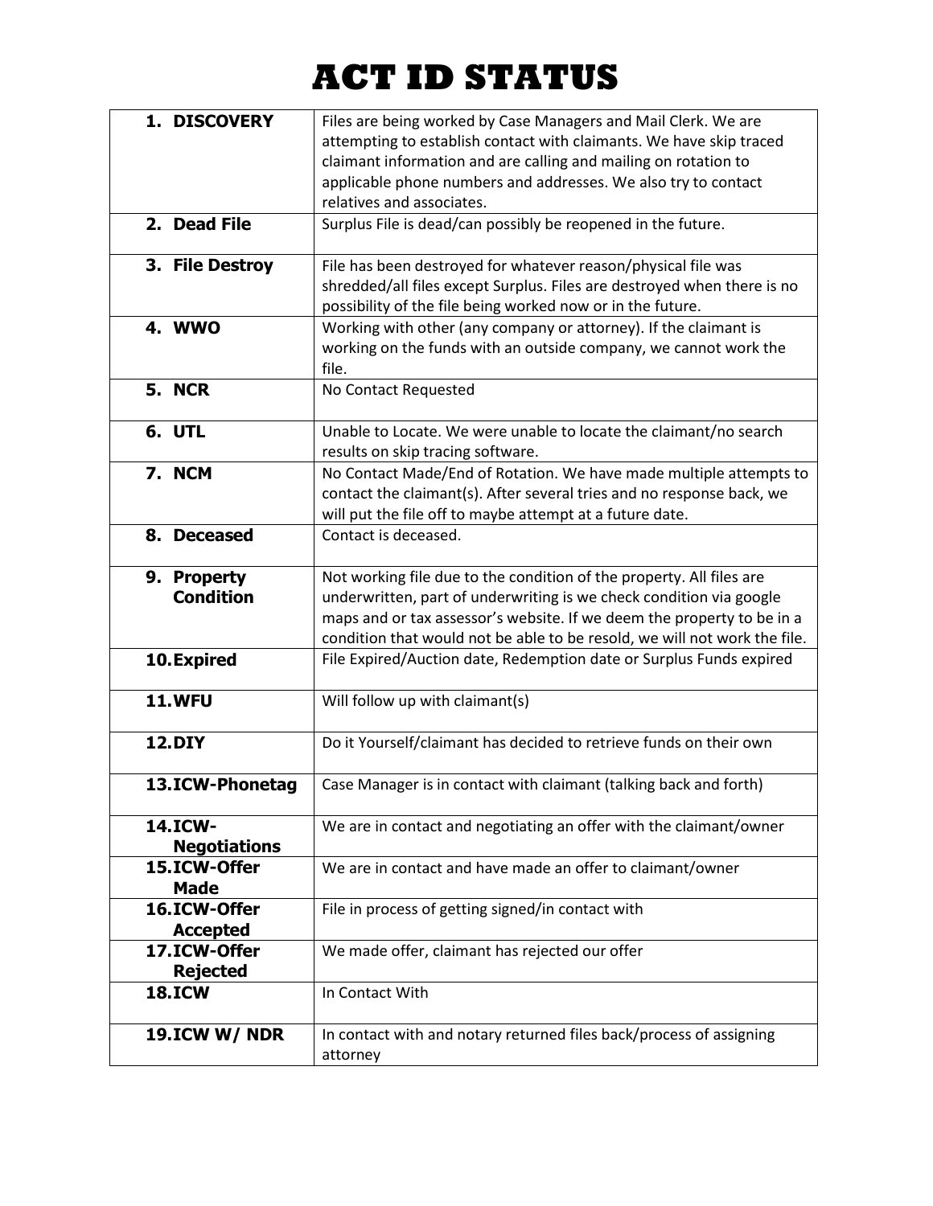# ACT ID STATUS

| | |
|---|---|
| **1. DISCOVERY** | Files are being worked by Case Managers and Mail Clerk. We are attempting to establish contact with claimants. We have skip traced claimant information and are calling and mailing on rotation to applicable phone numbers and addresses. We also try to contact relatives and associates. |
| **2. Dead File** | Surplus File is dead/can possibly be reopened in the future. |
| **3. File Destroy** | File has been destroyed for whatever reason/physical file was shredded/all files except Surplus. Files are destroyed when there is no possibility of the file being worked now or in the future. |
| **4. WWO** | Working with other (any company or attorney). If the claimant is working on the funds with an outside company, we cannot work the file. |
| **5. NCR** | No Contact Requested |
| **6. UTL** | Unable to Locate. We were unable to locate the claimant/no search results on skip tracing software. |
| **7. NCM** | No Contact Made/End of Rotation. We have made multiple attempts to contact the claimant(s). After several tries and no response back, we will put the file off to maybe attempt at a future date. |
| **8. Deceased** | Contact is deceased. |
| **9. Property Condition** | Not working file due to the condition of the property. All files are underwritten, part of underwriting is we check condition via google maps and or tax assessor's website. If we deem the property to be in a condition that would not be able to be resold, we will not work the file. |
| **10. Expired** | File Expired/Auction date, Redemption date or Surplus Funds expired |
| **11. WFU** | Will follow up with claimant(s) |
| **12. DIY** | Do it Yourself/claimant has decided to retrieve funds on their own |
| **13. ICW-Phonetag** | Case Manager is in contact with claimant (talking back and forth) |
| **14. ICW-Negotiations** | We are in contact and negotiating an offer with the claimant/owner |
| **15. ICW-Offer Made** | We are in contact and have made an offer to claimant/owner |
| **16. ICW-Offer Accepted** | File in process of getting signed/in contact with |
| **17. ICW-Offer Rejected** | We made offer, claimant has rejected our offer |
| **18. ICW** | In Contact With |
| **19. ICW W/ NDR** | In contact with and notary returned files back/process of assigning attorney |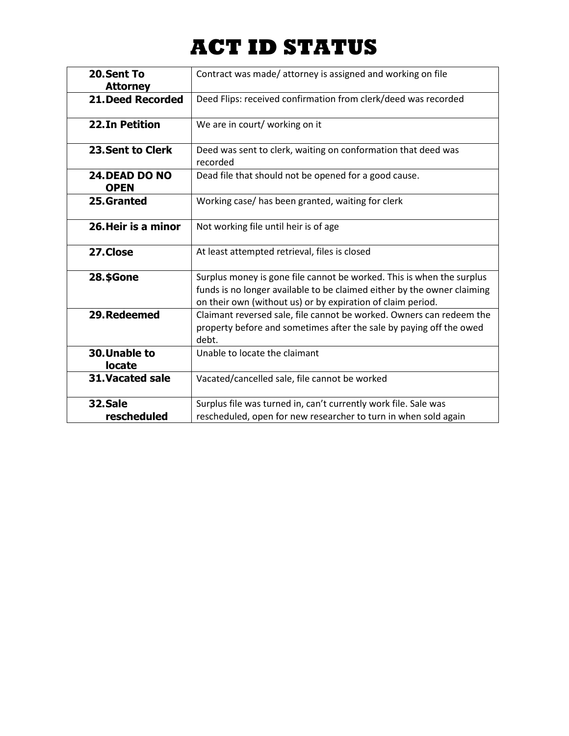# ACT ID STATUS

| | |
|---|---|
| **20. Sent To Attorney** | Contract was made/ attorney is assigned and working on file |
| **21. Deed Recorded** | Deed Flips: received confirmation from clerk/deed was recorded |
| **22. In Petition** | We are in court/ working on it |
| **23. Sent to Clerk** | Deed was sent to clerk, waiting on conformation that deed was recorded |
| **24. DEAD DO NO OPEN** | Dead file that should not be opened for a good cause. |
| **25. Granted** | Working case/ has been granted, waiting for clerk |
| **26. Heir is a minor** | Not working file until heir is of age |
| **27. Close** | At least attempted retrieval, files is closed |
| **28. $Gone** | Surplus money is gone file cannot be worked. This is when the surplus funds is no longer available to be claimed either by the owner claiming on their own (without us) or by expiration of claim period. |
| **29. Redeemed** | Claimant reversed sale, file cannot be worked. Owners can redeem the property before and sometimes after the sale by paying off the owed debt. |
| **30. Unable to locate** | Unable to locate the claimant |
| **31. Vacated sale** | Vacated/cancelled sale, file cannot be worked |
| **32. Sale rescheduled** | Surplus file was turned in, can't currently work file. Sale was rescheduled, open for new researcher to turn in when sold again |